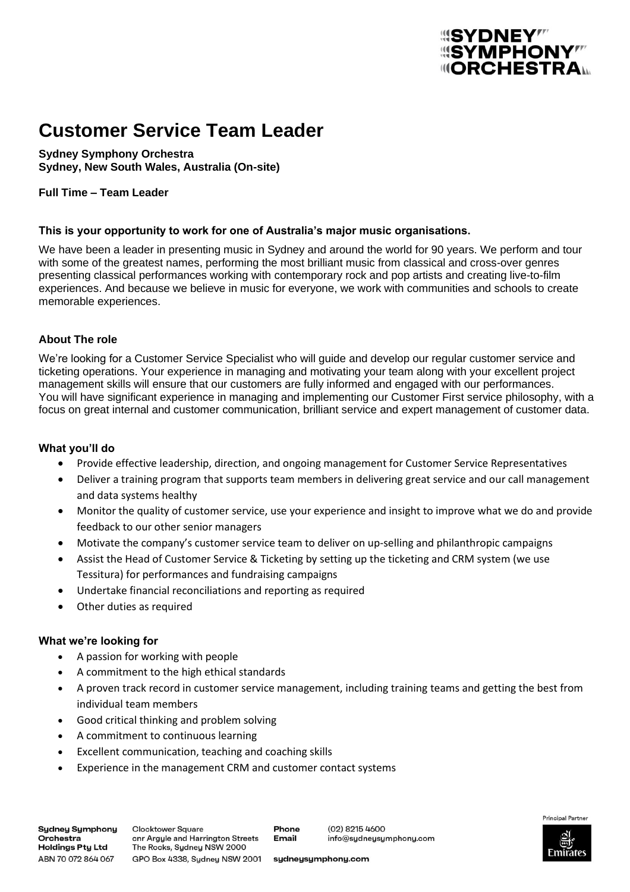# Customer Service Team Leader

**Sydney Symphony Orchestra**
**Sydney, New South Wales, Australia (On-site)**

**Full Time – Team Leader**

**This is your opportunity to work for one of Australia's major music organisations.**

We have been a leader in presenting music in Sydney and around the world for 90 years. We perform and tour with some of the greatest names, performing the most brilliant music from classical and cross-over genres presenting classical performances working with contemporary rock and pop artists and creating live-to-film experiences. And because we believe in music for everyone, we work with communities and schools to create memorable experiences.

**About The role**

We're looking for a Customer Service Specialist who will guide and develop our regular customer service and ticketing operations. Your experience in managing and motivating your team along with your excellent project management skills will ensure that our customers are fully informed and engaged with our performances.
You will have significant experience in managing and implementing our Customer First service philosophy, with a focus on great internal and customer communication, brilliant service and expert management of customer data.

**What you'll do**

- Provide effective leadership, direction, and ongoing management for Customer Service Representatives
- Deliver a training program that supports team members in delivering great service and our call management and data systems healthy
- Monitor the quality of customer service, use your experience and insight to improve what we do and provide feedback to our other senior managers
- Motivate the company's customer service team to deliver on up-selling and philanthropic campaigns
- Assist the Head of Customer Service & Ticketing by setting up the ticketing and CRM system (we use Tessitura) for performances and fundraising campaigns
- Undertake financial reconciliations and reporting as required
- Other duties as required

**What we're looking for**

- A passion for working with people
- A commitment to the high ethical standards
- A proven track record in customer service management, including training teams and getting the best from individual team members
- Good critical thinking and problem solving
- A commitment to continuous learning
- Excellent communication, teaching and coaching skills
- Experience in the management CRM and customer contact systems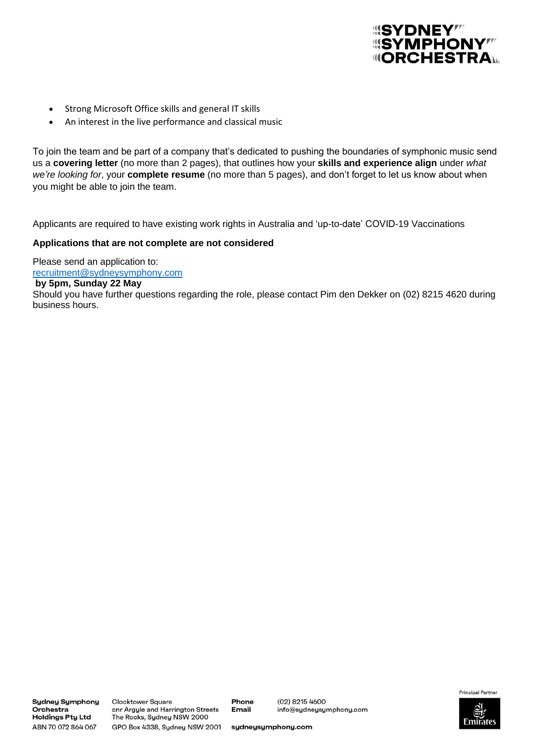- Strong Microsoft Office skills and general IT skills
- An interest in the live performance and classical music

To join the team and be part of a company that's dedicated to pushing the boundaries of symphonic music send us a **covering letter** (no more than 2 pages), that outlines how your **skills and experience align** under *what we're looking for*, your **complete resume** (no more than 5 pages), and don't forget to let us know about when you might be able to join the team.

Applicants are required to have existing work rights in Australia and 'up-to-date' COVID-19 Vaccinations

**Applications that are not complete are not considered**

Please send an application to:
recruitment@sydneysymphony.com
**by 5pm, Sunday 22 May**
Should you have further questions regarding the role, please contact Pim den Dekker on (02) 8215 4620 during business hours.